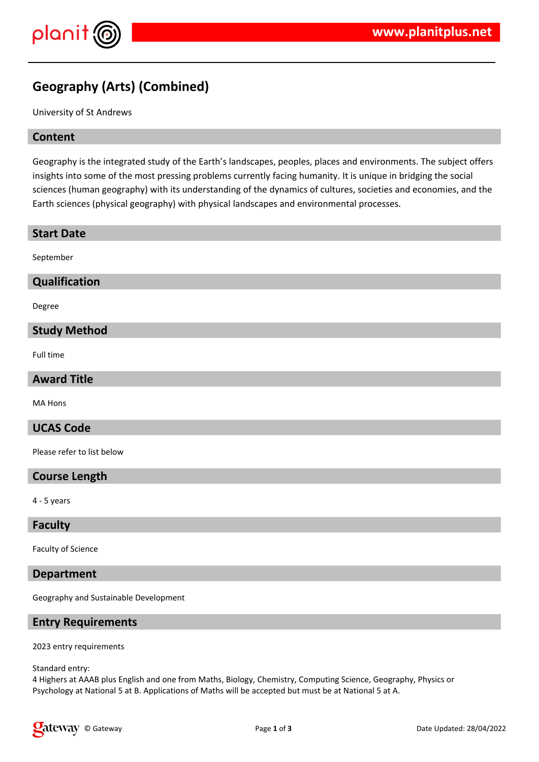# Geography (Arts) (Combined)

University of St Andrews

## Content

Geography is the integrated study of the Earth's landscapes, peoples, places and environments. The subject offers insights into some of the most pressing problems currently facing humanity. It is unique in bridging the social sciences (human geography) with its understanding of the dynamics of cultures, societies and economies, and the Earth sciences (physical geography) with physical landscapes and environmental processes.

## Start Date

September

## Qualification

Degree

## Study Method

Full time

## Award Title

MA Hons

## UCAS Code

Please refer to list below

## Course Length

4 - 5 years

## Faculty

Faculty of Science

## Department

Geography and Sustainable Development

## Entry Requirements

2023 entry requirements

Standard entry:
4 Highers at AAAB plus English and one from Maths, Biology, Chemistry, Computing Science, Geography, Physics or Psychology at National 5 at B. Applications of Maths will be accepted but must be at National 5 at A.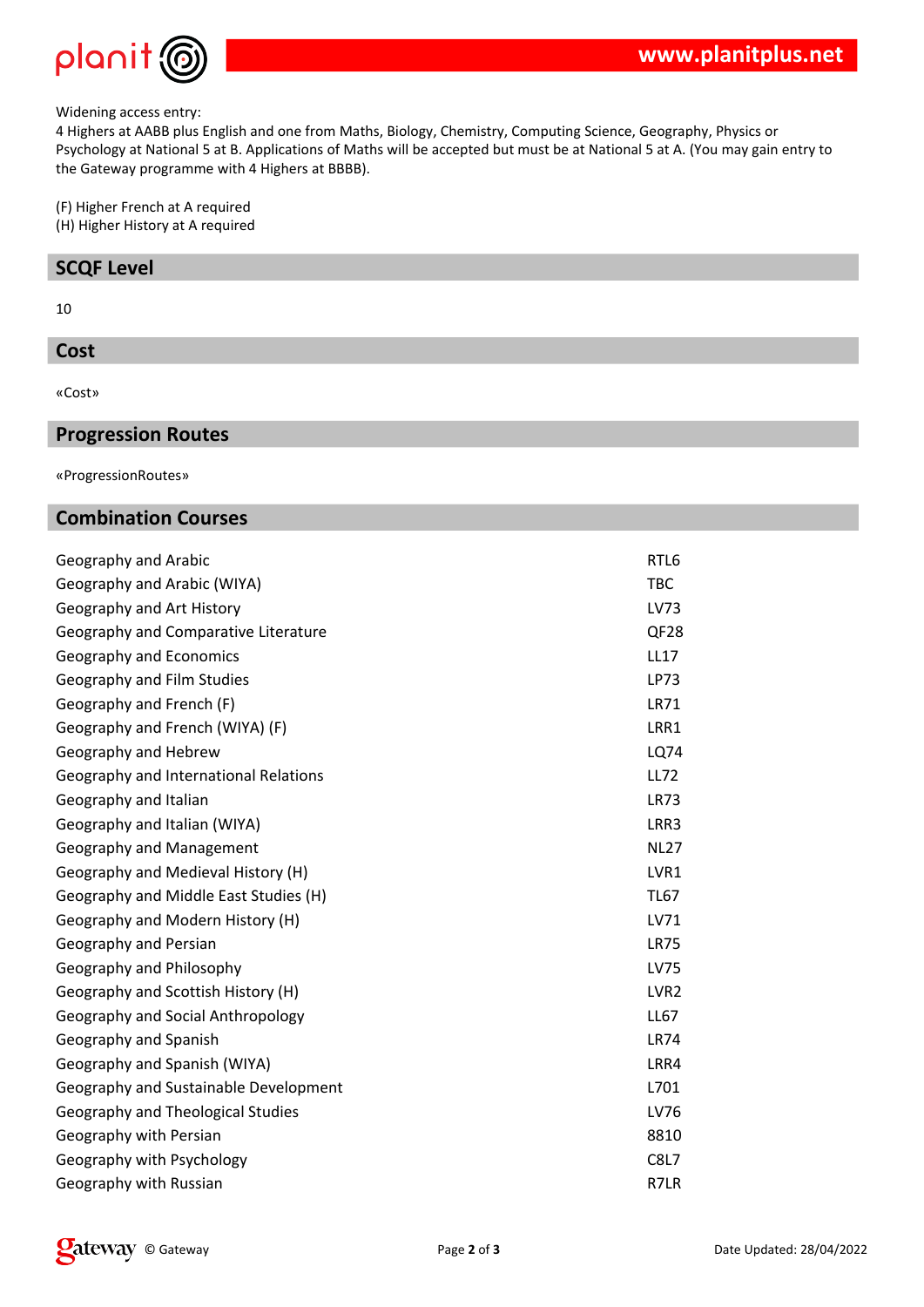Widening access entry:
4 Highers at AABB plus English and one from Maths, Biology, Chemistry, Computing Science, Geography, Physics or Psychology at National 5 at B. Applications of Maths will be accepted but must be at National 5 at A. (You may gain entry to the Gateway programme with 4 Highers at BBBB).

(F) Higher French at A required
(H) Higher History at A required

## SCQF Level

10

## Cost

«Cost»

## Progression Routes

«ProgressionRoutes»

## Combination Courses

| | |
|---|---|
| Geography and Arabic | RTL6 |
| Geography and Arabic (WIYA) | TBC |
| Geography and Art History | LV73 |
| Geography and Comparative Literature | QF28 |
| Geography and Economics | LL17 |
| Geography and Film Studies | LP73 |
| Geography and French (F) | LR71 |
| Geography and French (WIYA) (F) | LRR1 |
| Geography and Hebrew | LQ74 |
| Geography and International Relations | LL72 |
| Geography and Italian | LR73 |
| Geography and Italian (WIYA) | LRR3 |
| Geography and Management | NL27 |
| Geography and Medieval History (H) | LVR1 |
| Geography and Middle East Studies (H) | TL67 |
| Geography and Modern History (H) | LV71 |
| Geography and Persian | LR75 |
| Geography and Philosophy | LV75 |
| Geography and Scottish History (H) | LVR2 |
| Geography and Social Anthropology | LL67 |
| Geography and Spanish | LR74 |
| Geography and Spanish (WIYA) | LRR4 |
| Geography and Sustainable Development | L701 |
| Geography and Theological Studies | LV76 |
| Geography with Persian | 8810 |
| Geography with Psychology | C8L7 |
| Geography with Russian | R7LR |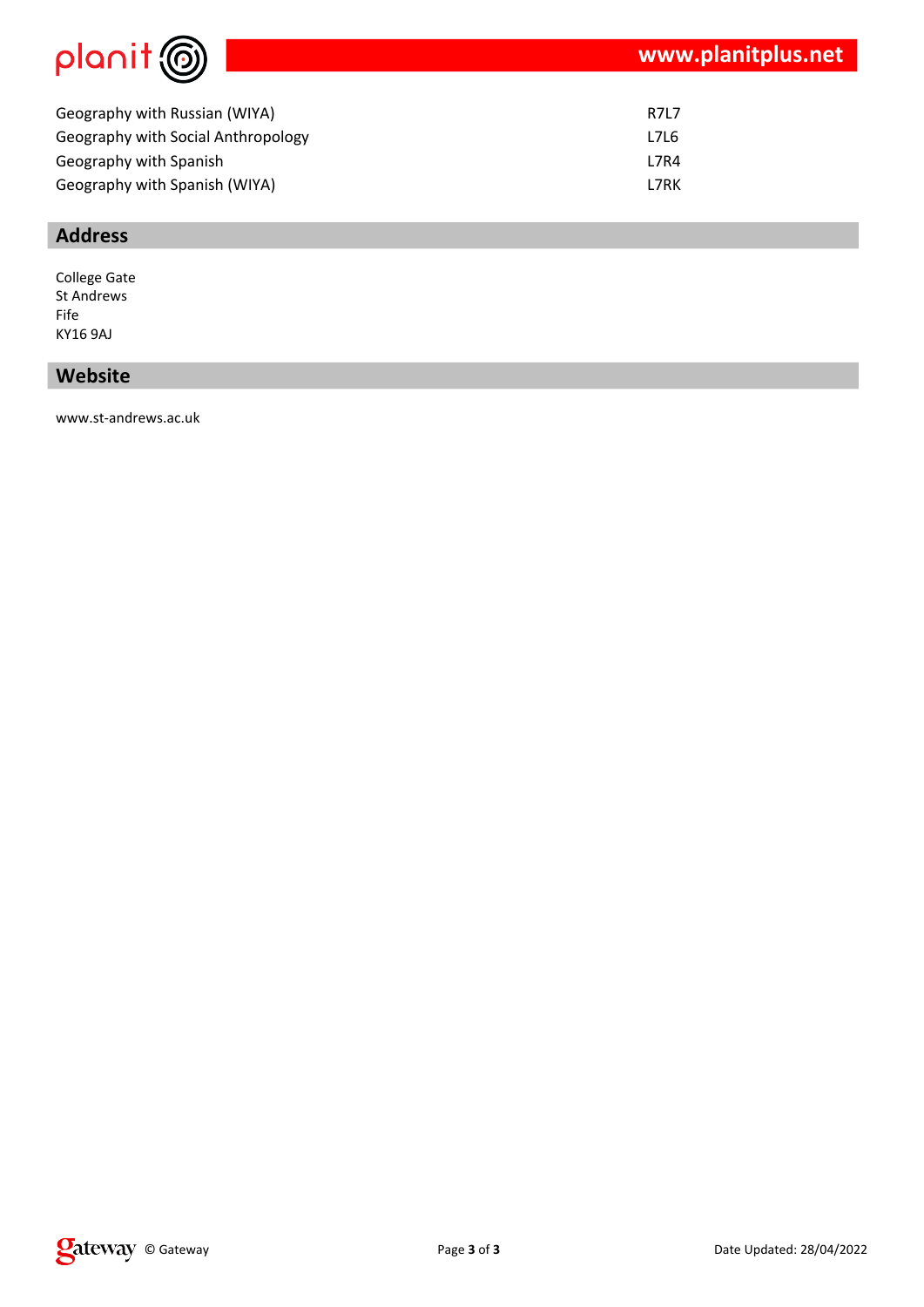| | |
|---|---|
| Geography with Russian (WIYA) | R7L7 |
| Geography with Social Anthropology | L7L6 |
| Geography with Spanish | L7R4 |
| Geography with Spanish (WIYA) | L7RK |

## Address

College Gate
St Andrews
Fife
KY16 9AJ

## Website

www.st-andrews.ac.uk